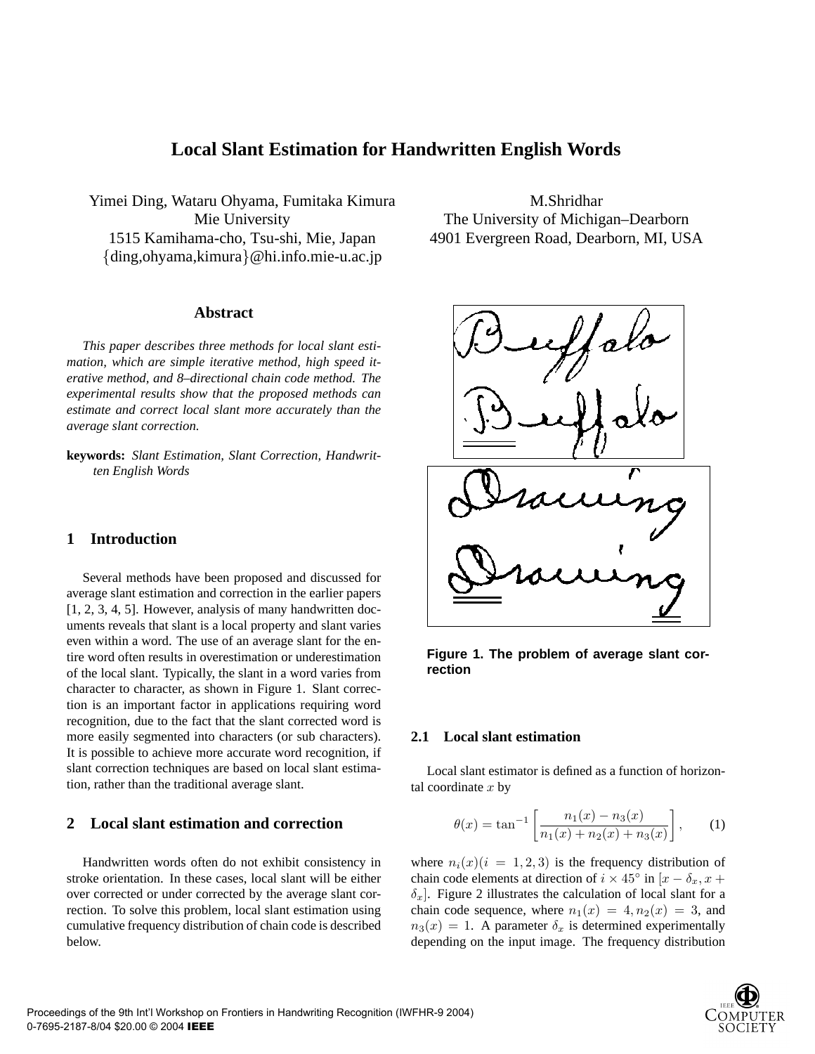# Local Slant Estimation for Handwritten English Words

Yimei Ding, Wataru Ohyama, Fumitaka Kimura
Mie University
1515 Kamihama-cho, Tsu-shi, Mie, Japan
{ding,ohyama,kimura}@hi.info.mie-u.ac.jp

M.Shridhar
The University of Michigan–Dearborn
4901 Evergreen Road, Dearborn, MI, USA

## Abstract

*This paper describes three methods for local slant estimation, which are simple iterative method, high speed iterative method, and 8–directional chain code method. The experimental results show that the proposed methods can estimate and correct local slant more accurately than the average slant correction.*

**keywords:** *Slant Estimation, Slant Correction, Handwritten English Words*

## 1 Introduction

Several methods have been proposed and discussed for average slant estimation and correction in the earlier papers [1, 2, 3, 4, 5]. However, analysis of many handwritten documents reveals that slant is a local property and slant varies even within a word. The use of an average slant for the entire word often results in overestimation or underestimation of the local slant. Typically, the slant in a word varies from character to character, as shown in Figure 1. Slant correction is an important factor in applications requiring word recognition, due to the fact that the slant corrected word is more easily segmented into characters (or sub characters). It is possible to achieve more accurate word recognition, if slant correction techniques are based on local slant estimation, rather than the traditional average slant.

## 2 Local slant estimation and correction

Handwritten words often do not exhibit consistency in stroke orientation. In these cases, local slant will be either over corrected or under corrected by the average slant correction. To solve this problem, local slant estimation using cumulative frequency distribution of chain code is described below.

**Figure 1. The problem of average slant correction**

### 2.1 Local slant estimation

Local slant estimator is defined as a function of horizontal coordinate $x$ by

$$\theta(x) = \tan^{-1}\left[\frac{n_1(x) - n_3(x)}{n_1(x) + n_2(x) + n_3(x)}\right], \qquad (1)$$

where $n_i(x)(i = 1, 2, 3)$ is the frequency distribution of chain code elements at direction of $i \times 45^\circ$ in $[x - \delta_x, x + \delta_x]$. Figure 2 illustrates the calculation of local slant for a chain code sequence, where $n_1(x) = 4, n_2(x) = 3$, and $n_3(x) = 1$. A parameter $\delta_x$ is determined experimentally depending on the input image. The frequency distribution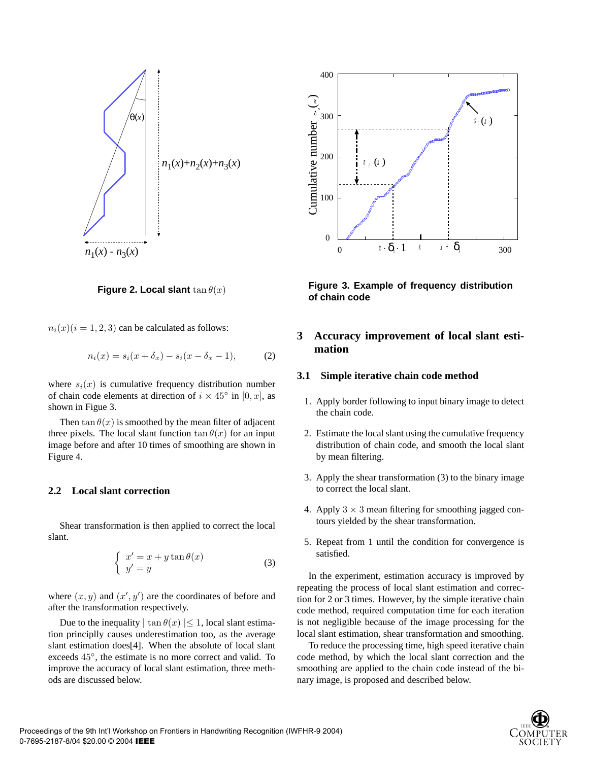Figure 2. Local slant $\tan\theta(x)$

Figure 3. Example of frequency distribution of chain code

$n_i(x)(i = 1, 2, 3)$ can be calculated as follows:

$$n_i(x) = s_i(x + \delta_x) - s_i(x - \delta_x - 1), \tag{2}$$

where $s_i(x)$ is cumulative frequency distribution number of chain code elements at direction of $i \times 45°$ in $[0, x]$, as shown in Figue 3.

Then $\tan\theta(x)$ is smoothed by the mean filter of adjacent three pixels. The local slant function $\tan\theta(x)$ for an input image before and after 10 times of smoothing are shown in Figure 4.

### 2.2 Local slant correction

Shear transformation is then applied to correct the local slant.

$$\begin{cases} x' = x + y\tan\theta(x) \\ y' = y \end{cases} \tag{3}$$

where $(x, y)$ and $(x', y')$ are the coordinates of before and after the transformation respectively.

Due to the inequality $\mid \tan\theta(x) \mid \leq 1$, local slant estimation principly causes underestimation too, as the average slant estimation does[4]. When the absolute of local slant exceeds $45°$, the estimate is no more correct and valid. To improve the accuracy of local slant estimation, three methods are discussed below.

## 3 Accuracy improvement of local slant estimation

### 3.1 Simple iterative chain code method

1. Apply border following to input binary image to detect the chain code.
2. Estimate the local slant using the cumulative frequency distribution of chain code, and smooth the local slant by mean filtering.
3. Apply the shear transformation (3) to the binary image to correct the local slant.
4. Apply $3 \times 3$ mean filtering for smoothing jagged contours yielded by the shear transformation.
5. Repeat from 1 until the condition for convergence is satisfied.

In the experiment, estimation accuracy is improved by repeating the process of local slant estimation and correction for 2 or 3 times. However, by the simple iterative chain code method, required computation time for each iteration is not negligible because of the image processing for the local slant estimation, shear transformation and smoothing.

To reduce the processing time, high speed iterative chain code method, by which the local slant correction and the smoothing are applied to the chain code instead of the binary image, is proposed and described below.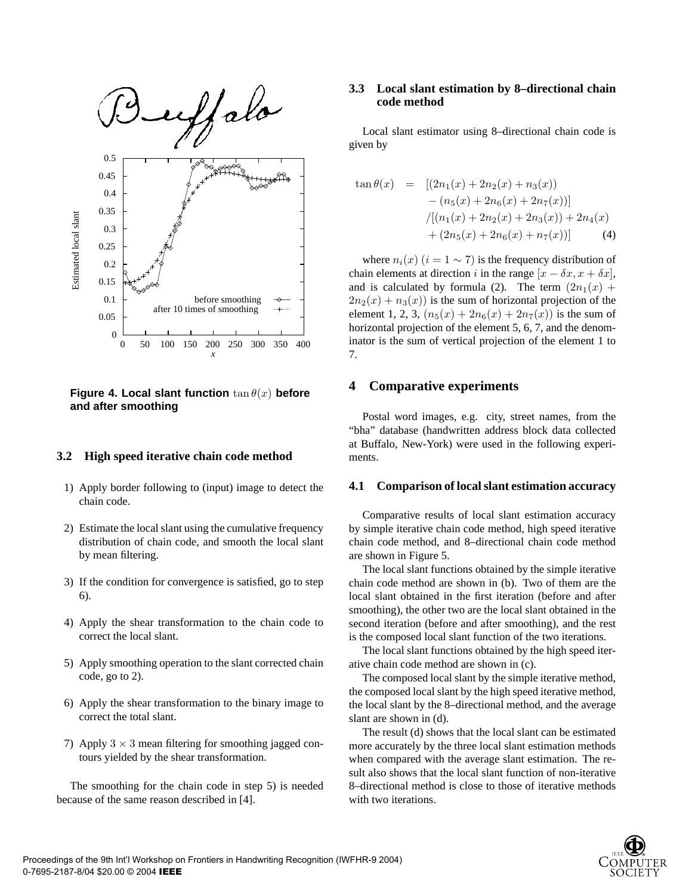**Figure 4. Local slant function $\tan\theta(x)$ before and after smoothing**

### 3.2 High speed iterative chain code method

1) Apply border following to (input) image to detect the chain code.

2) Estimate the local slant using the cumulative frequency distribution of chain code, and smooth the local slant by mean filtering.

3) If the condition for convergence is satisfied, go to step 6).

4) Apply the shear transformation to the chain code to correct the local slant.

5) Apply smoothing operation to the slant corrected chain code, go to 2).

6) Apply the shear transformation to the binary image to correct the total slant.

7) Apply $3 \times 3$ mean filtering for smoothing jagged contours yielded by the shear transformation.

The smoothing for the chain code in step 5) is needed because of the same reason described in [4].

### 3.3 Local slant estimation by 8–directional chain code method

Local slant estimator using 8–directional chain code is given by

$$
\begin{aligned}
\tan\theta(x) \;=\; & [(2n_1(x) + 2n_2(x) + n_3(x)) \\
& - (n_5(x) + 2n_6(x) + 2n_7(x))] \\
& /[(n_1(x) + 2n_2(x) + 2n_3(x)) + 2n_4(x) \\
& + (2n_5(x) + 2n_6(x) + n_7(x))] \qquad (4)
\end{aligned}
$$

where $n_i(x)$ $(i = 1 \sim 7)$ is the frequency distribution of chain elements at direction $i$ in the range $[x - \delta x, x + \delta x]$, and is calculated by formula (2). The term $(2n_1(x) + 2n_2(x) + n_3(x))$ is the sum of horizontal projection of the element 1, 2, 3, $(n_5(x) + 2n_6(x) + 2n_7(x))$ is the sum of horizontal projection of the element 5, 6, 7, and the denominator is the sum of vertical projection of the element 1 to 7.

## 4 Comparative experiments

Postal word images, e.g. city, street names, from the "bha" database (handwritten address block data collected at Buffalo, New-York) were used in the following experiments.

### 4.1 Comparison of local slant estimation accuracy

Comparative results of local slant estimation accuracy by simple iterative chain code method, high speed iterative chain code method, and 8–directional chain code method are shown in Figure 5.

The local slant functions obtained by the simple iterative chain code method are shown in (b). Two of them are the local slant obtained in the first iteration (before and after smoothing), the other two are the local slant obtained in the second iteration (before and after smoothing), and the rest is the composed local slant function of the two iterations.

The local slant functions obtained by the high speed iterative chain code method are shown in (c).

The composed local slant by the simple iterative method, the composed local slant by the high speed iterative method, the local slant by the 8–directional method, and the average slant are shown in (d).

The result (d) shows that the local slant can be estimated more accurately by the three local slant estimation methods when compared with the average slant estimation. The result also shows that the local slant function of non-iterative 8–directional method is close to those of iterative methods with two iterations.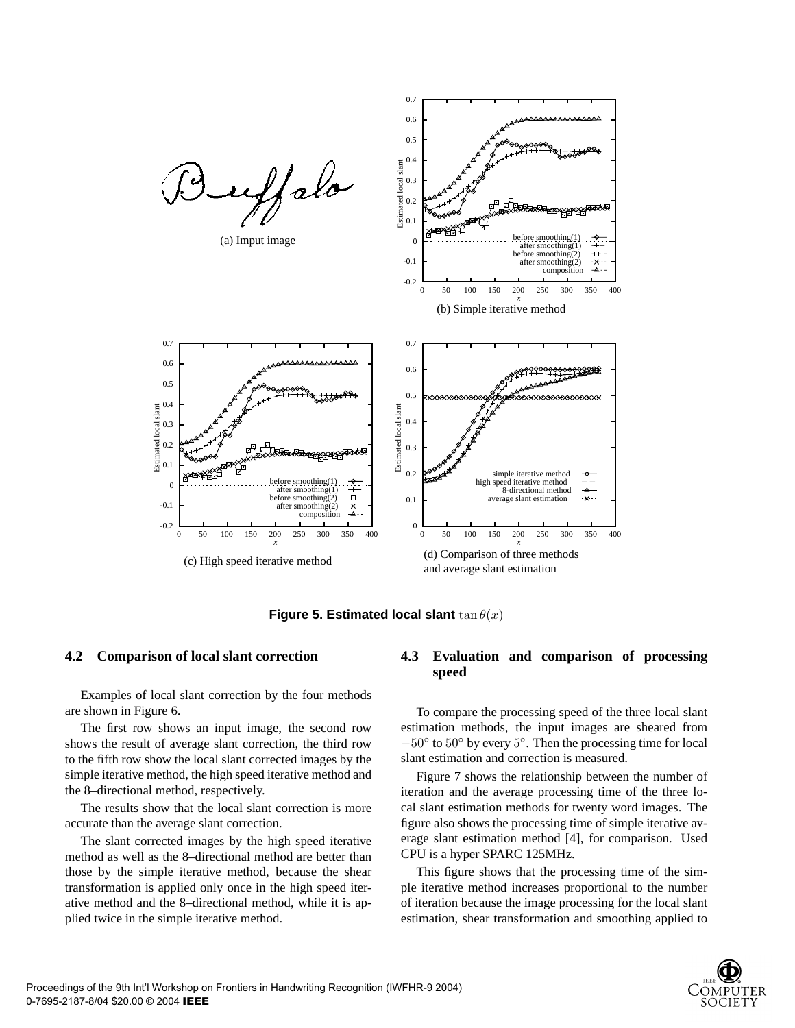(a) Imput image

(b) Simple iterative method

(c) High speed iterative method

(d) Comparison of three methods and average slant estimation

**Figure 5. Estimated local slant** $\tan\theta(x)$

### 4.2 Comparison of local slant correction

Examples of local slant correction by the four methods are shown in Figure 6.

The first row shows an input image, the second row shows the result of average slant correction, the third row to the fifth row show the local slant corrected images by the simple iterative method, the high speed iterative method and the 8–directional method, respectively.

The results show that the local slant correction is more accurate than the average slant correction.

The slant corrected images by the high speed iterative method as well as the 8–directional method are better than those by the simple iterative method, because the shear transformation is applied only once in the high speed iterative method and the 8–directional method, while it is applied twice in the simple iterative method.

### 4.3 Evaluation and comparison of processing speed

To compare the processing speed of the three local slant estimation methods, the input images are sheared from $-50°$ to $50°$ by every $5°$. Then the processing time for local slant estimation and correction is measured.

Figure 7 shows the relationship between the number of iteration and the average processing time of the three local slant estimation methods for twenty word images. The figure also shows the processing time of simple iterative average slant estimation method [4], for comparison. Used CPU is a hyper SPARC 125MHz.

This figure shows that the processing time of the simple iterative method increases proportional to the number of iteration because the image processing for the local slant estimation, shear transformation and smoothing applied to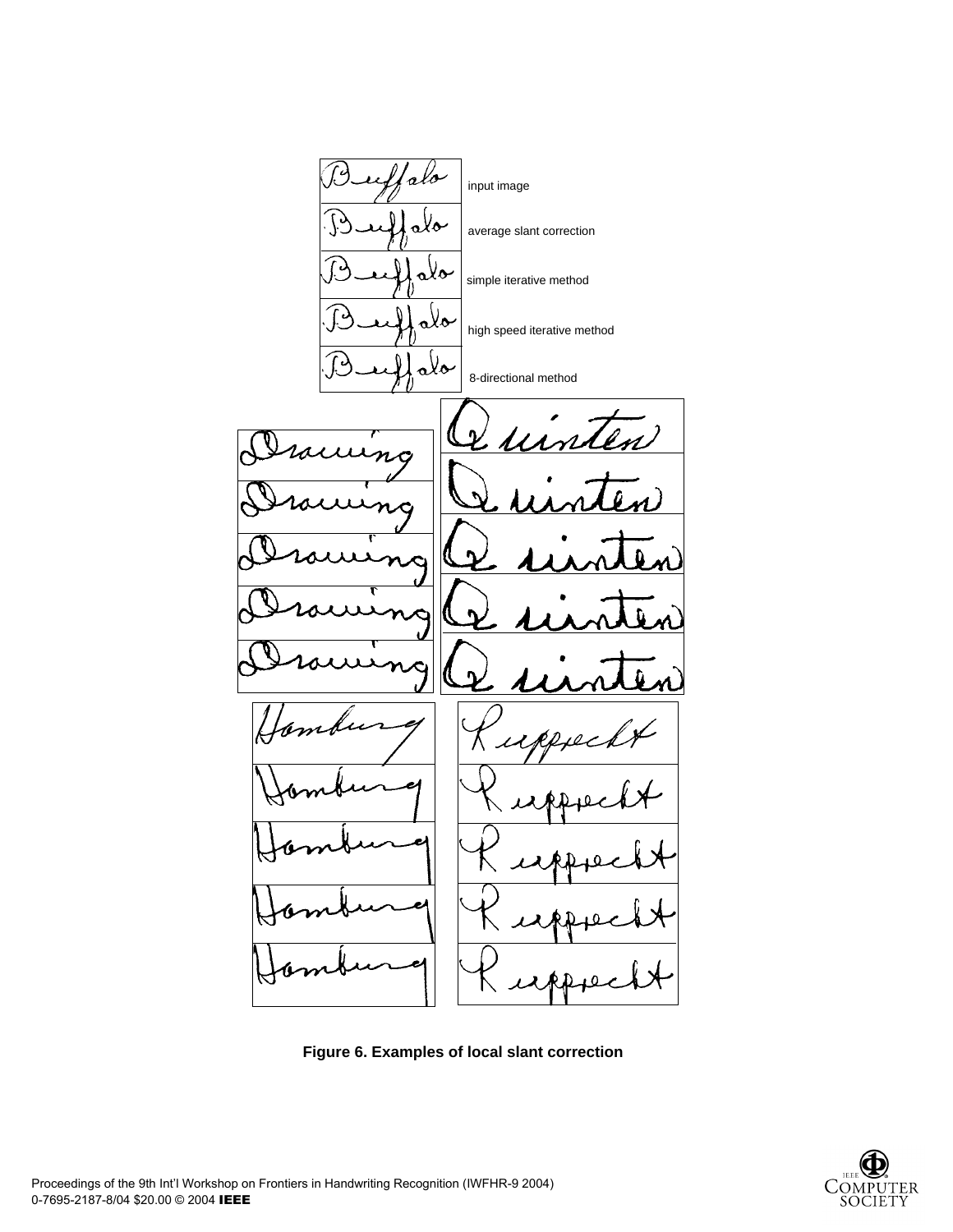input image

average slant correction

simple iterative method

high speed iterative method

8-directional method

**Figure 6. Examples of local slant correction**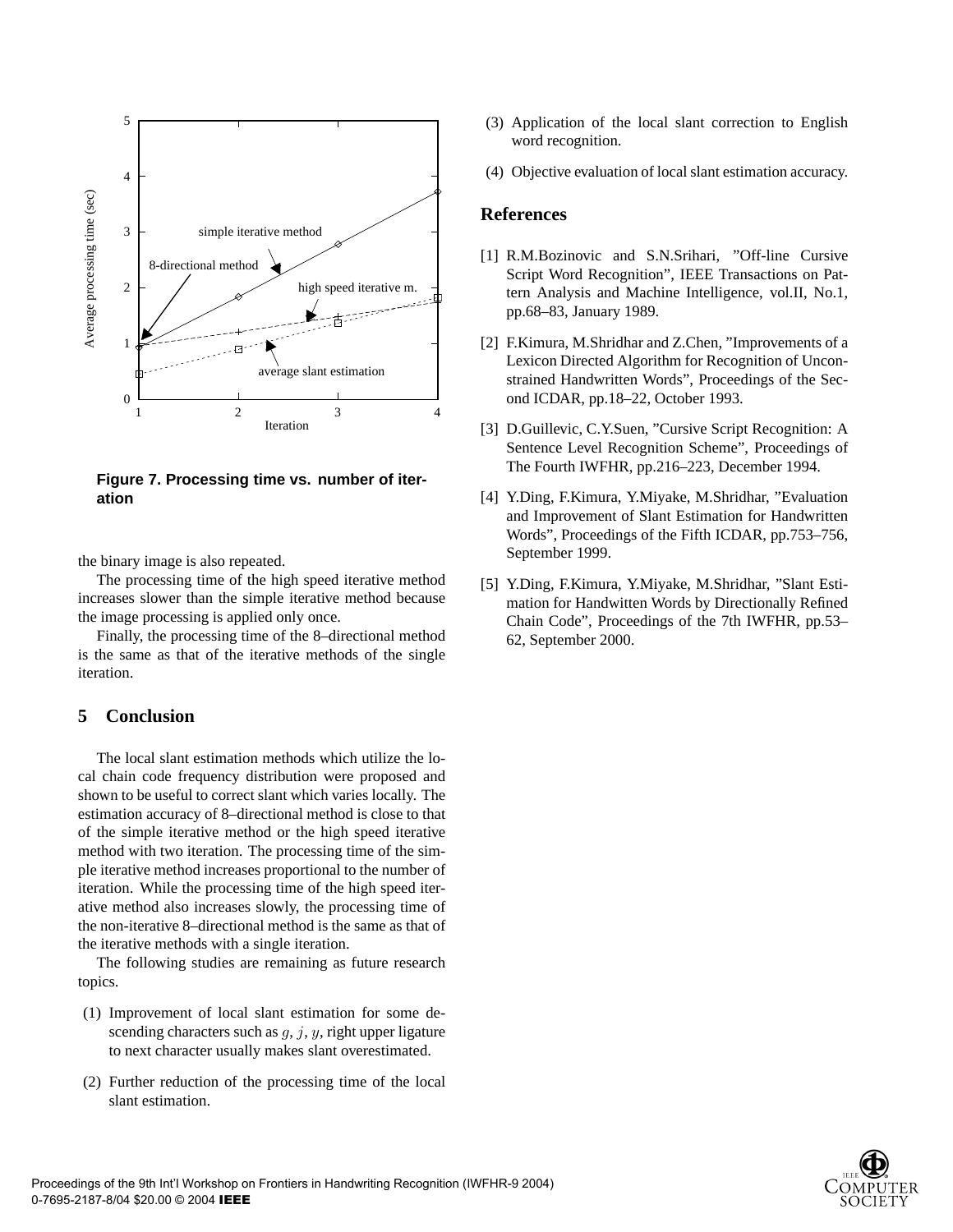5

4

3

2

1

0

Average processing time (sec)

simple iterative method

8-directional method

high speed iterative m.

average slant estimation

1 2 3 4

Iteration

**Figure 7. Processing time vs. number of iteration**

the binary image is also repeated.

The processing time of the high speed iterative method increases slower than the simple iterative method because the image processing is applied only once.

Finally, the processing time of the 8–directional method is the same as that of the iterative methods of the single iteration.

## 5 Conclusion

The local slant estimation methods which utilize the local chain code frequency distribution were proposed and shown to be useful to correct slant which varies locally. The estimation accuracy of 8–directional method is close to that of the simple iterative method or the high speed iterative method with two iteration. The processing time of the simple iterative method increases proportional to the number of iteration. While the processing time of the high speed iterative method also increases slowly, the processing time of the non-iterative 8–directional method is the same as that of the iterative methods with a single iteration.

The following studies are remaining as future research topics.

(1) Improvement of local slant estimation for some descending characters such as $g$, $j$, $y$, right upper ligature to next character usually makes slant overestimated.

(2) Further reduction of the processing time of the local slant estimation.

(3) Application of the local slant correction to English word recognition.

(4) Objective evaluation of local slant estimation accuracy.

## References

[1] R.M.Bozinovic and S.N.Srihari, "Off-line Cursive Script Word Recognition", IEEE Transactions on Pattern Analysis and Machine Intelligence, vol.II, No.1, pp.68–83, January 1989.

[2] F.Kimura, M.Shridhar and Z.Chen, "Improvements of a Lexicon Directed Algorithm for Recognition of Unconstrained Handwritten Words", Proceedings of the Second ICDAR, pp.18–22, October 1993.

[3] D.Guillevic, C.Y.Suen, "Cursive Script Recognition: A Sentence Level Recognition Scheme", Proceedings of The Fourth IWFHR, pp.216–223, December 1994.

[4] Y.Ding, F.Kimura, Y.Miyake, M.Shridhar, "Evaluation and Improvement of Slant Estimation for Handwritten Words", Proceedings of the Fifth ICDAR, pp.753–756, September 1999.

[5] Y.Ding, F.Kimura, Y.Miyake, M.Shridhar, "Slant Estimation for Handwitten Words by Directionally Refined Chain Code", Proceedings of the 7th IWFHR, pp.53–62, September 2000.